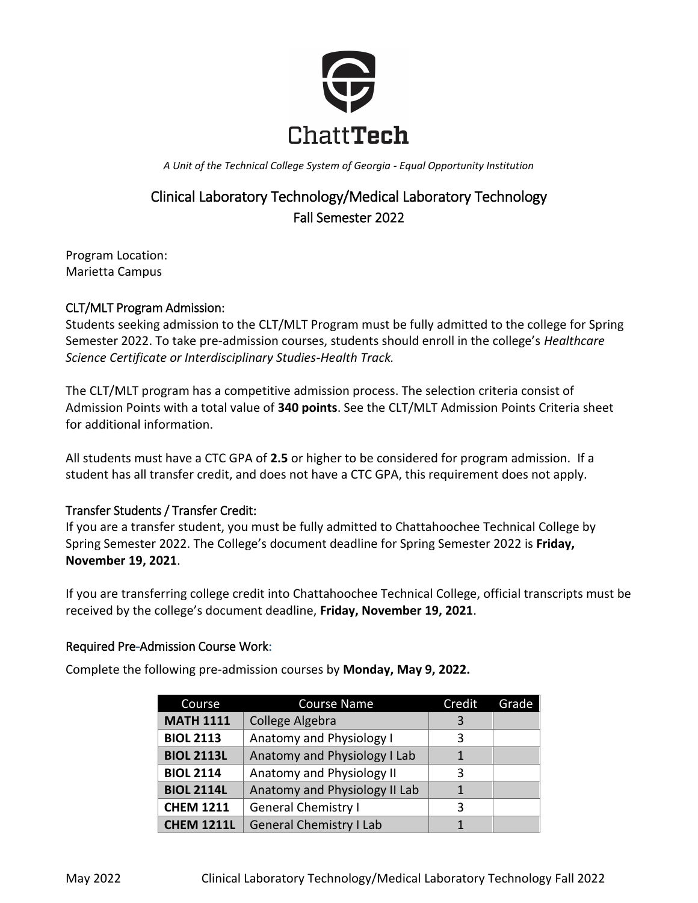ChattTech

*A Unit of the Technical College System of Georgia - Equal Opportunity Institution*

# Clinical Laboratory Technology/Medical Laboratory Technology
## Fall Semester 2022

Program Location:
Marietta Campus

### CLT/MLT Program Admission:

Students seeking admission to the CLT/MLT Program must be fully admitted to the college for Spring Semester 2022. To take pre-admission courses, students should enroll in the college's *Healthcare Science Certificate or Interdisciplinary Studies-Health Track.*

The CLT/MLT program has a competitive admission process. The selection criteria consist of Admission Points with a total value of **340 points**. See the CLT/MLT Admission Points Criteria sheet for additional information.

All students must have a CTC GPA of **2.5** or higher to be considered for program admission. If a student has all transfer credit, and does not have a CTC GPA, this requirement does not apply.

### Transfer Students / Transfer Credit:

If you are a transfer student, you must be fully admitted to Chattahoochee Technical College by Spring Semester 2022. The College's document deadline for Spring Semester 2022 is **Friday, November 19, 2021**.

If you are transferring college credit into Chattahoochee Technical College, official transcripts must be received by the college's document deadline, **Friday, November 19, 2021**.

### Required Pre-Admission Course Work:

Complete the following pre-admission courses by **Monday, May 9, 2022.**

| Course | Course Name | Credit | Grade |
|---|---|---|---|
| **MATH 1111** | College Algebra | 3 | |
| **BIOL 2113** | Anatomy and Physiology I | 3 | |
| **BIOL 2113L** | Anatomy and Physiology I Lab | 1 | |
| **BIOL 2114** | Anatomy and Physiology II | 3 | |
| **BIOL 2114L** | Anatomy and Physiology II Lab | 1 | |
| **CHEM 1211** | General Chemistry I | 3 | |
| **CHEM 1211L** | General Chemistry I Lab | 1 | |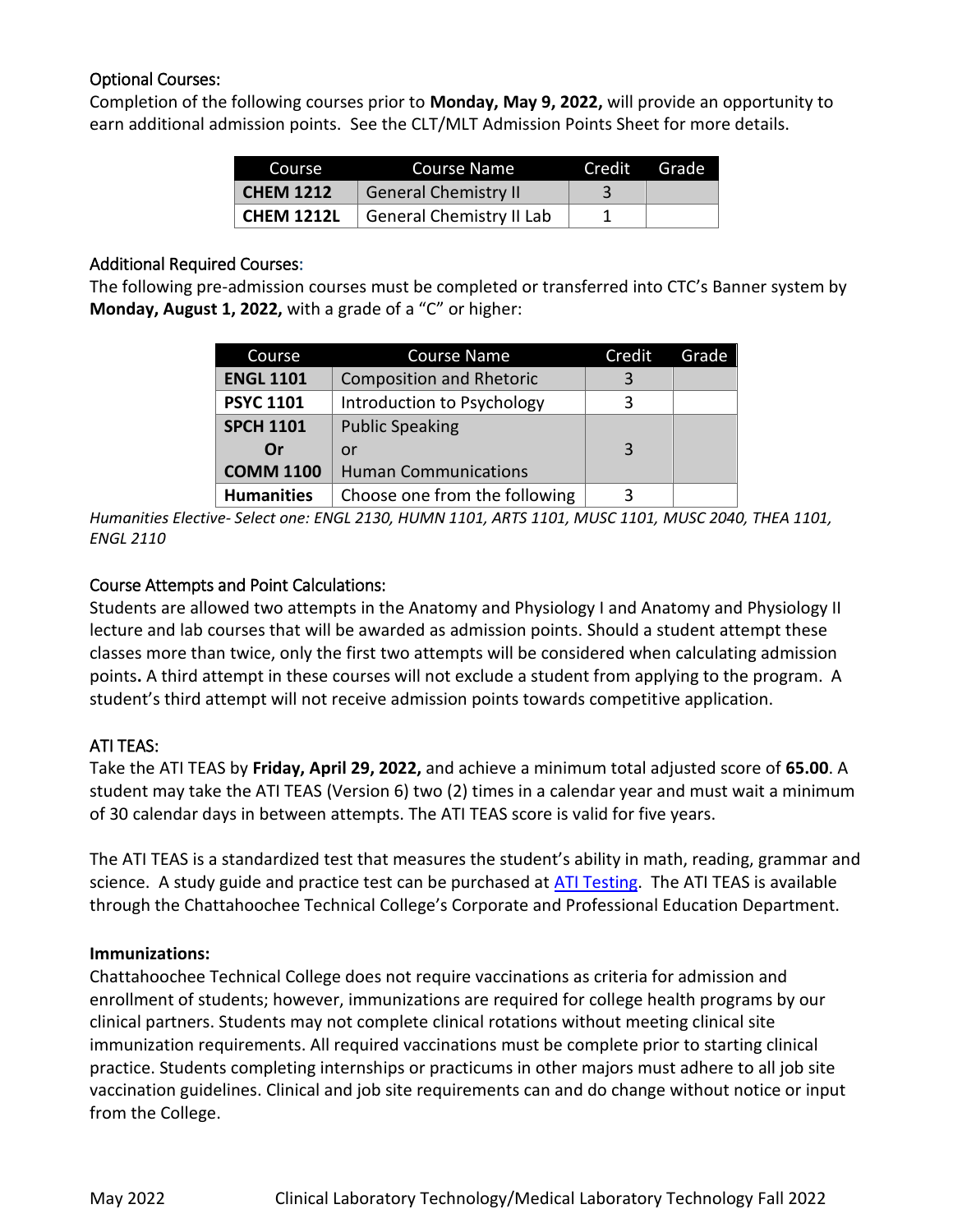## Optional Courses:

Completion of the following courses prior to **Monday, May 9, 2022,** will provide an opportunity to earn additional admission points. See the CLT/MLT Admission Points Sheet for more details.

| Course | Course Name | Credit | Grade |
|---|---|---|---|
| **CHEM 1212** | General Chemistry II | 3 | |
| **CHEM 1212L** | General Chemistry II Lab | 1 | |

## Additional Required Courses:

The following pre-admission courses must be completed or transferred into CTC's Banner system by **Monday, August 1, 2022,** with a grade of a "C" or higher:

| Course | Course Name | Credit | Grade |
|---|---|---|---|
| **ENGL 1101** | Composition and Rhetoric | 3 | |
| **PSYC 1101** | Introduction to Psychology | 3 | |
| **SPCH 1101** **Or** **COMM 1100** | Public Speaking or Human Communications | 3 | |
| **Humanities** | Choose one from the following | 3 | |

*Humanities Elective- Select one: ENGL 2130, HUMN 1101, ARTS 1101, MUSC 1101, MUSC 2040, THEA 1101, ENGL 2110*

## Course Attempts and Point Calculations:

Students are allowed two attempts in the Anatomy and Physiology I and Anatomy and Physiology II lecture and lab courses that will be awarded as admission points. Should a student attempt these classes more than twice, only the first two attempts will be considered when calculating admission points**.** A third attempt in these courses will not exclude a student from applying to the program. A student's third attempt will not receive admission points towards competitive application.

## ATI TEAS:

Take the ATI TEAS by **Friday, April 29, 2022,** and achieve a minimum total adjusted score of **65.00**. A student may take the ATI TEAS (Version 6) two (2) times in a calendar year and must wait a minimum of 30 calendar days in between attempts. The ATI TEAS score is valid for five years.

The ATI TEAS is a standardized test that measures the student's ability in math, reading, grammar and science. A study guide and practice test can be purchased at ATI Testing. The ATI TEAS is available through the Chattahoochee Technical College's Corporate and Professional Education Department.

**Immunizations:**

Chattahoochee Technical College does not require vaccinations as criteria for admission and enrollment of students; however, immunizations are required for college health programs by our clinical partners. Students may not complete clinical rotations without meeting clinical site immunization requirements. All required vaccinations must be complete prior to starting clinical practice. Students completing internships or practicums in other majors must adhere to all job site vaccination guidelines. Clinical and job site requirements can and do change without notice or input from the College.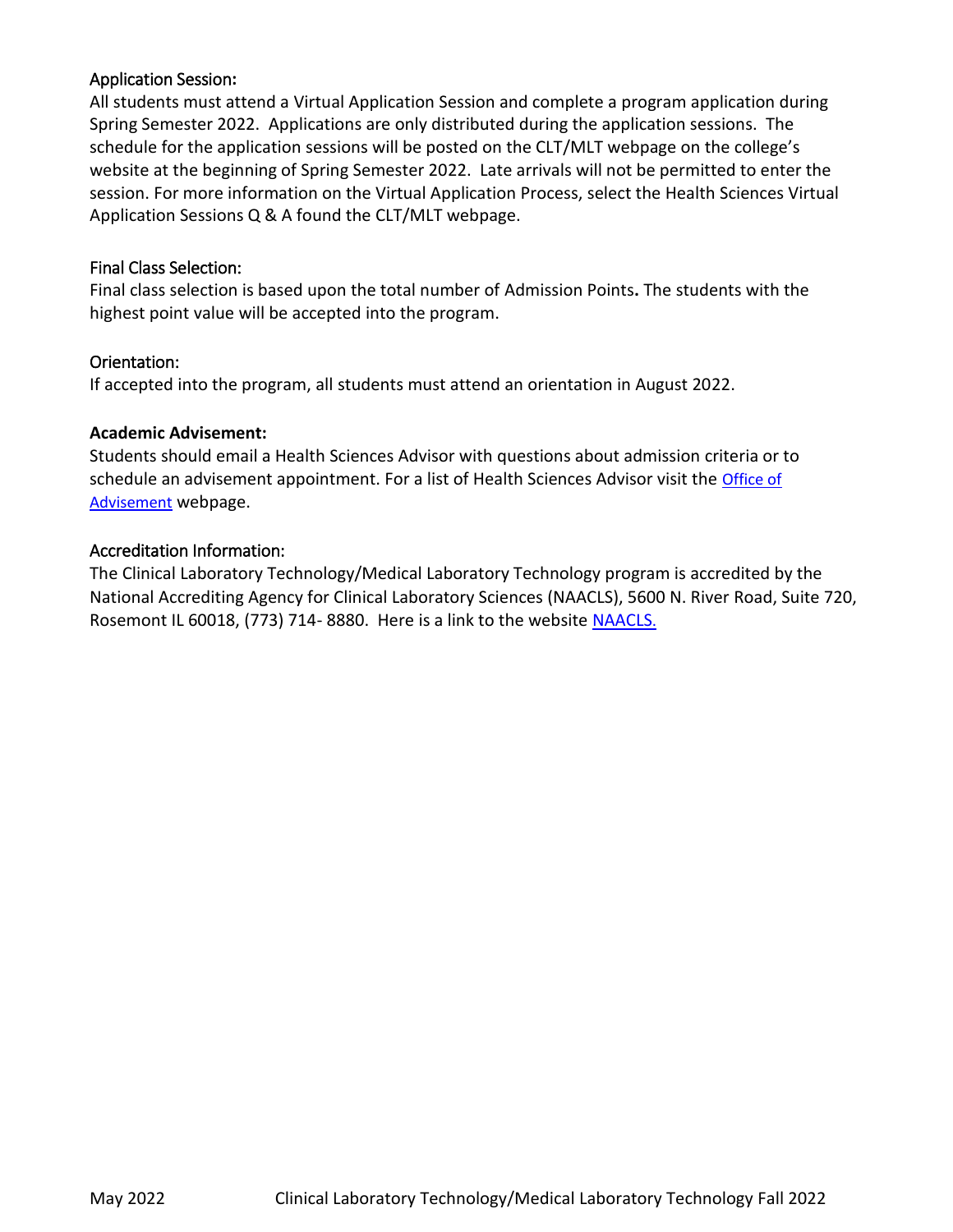### Application Session:

All students must attend a Virtual Application Session and complete a program application during Spring Semester 2022. Applications are only distributed during the application sessions. The schedule for the application sessions will be posted on the CLT/MLT webpage on the college's website at the beginning of Spring Semester 2022. Late arrivals will not be permitted to enter the session. For more information on the Virtual Application Process, select the Health Sciences Virtual Application Sessions Q & A found the CLT/MLT webpage.

### Final Class Selection:

Final class selection is based upon the total number of Admission Points**.** The students with the highest point value will be accepted into the program.

### Orientation:

If accepted into the program, all students must attend an orientation in August 2022.

### **Academic Advisement:**

Students should email a Health Sciences Advisor with questions about admission criteria or to schedule an advisement appointment. For a list of Health Sciences Advisor visit the Office of Advisement webpage.

### Accreditation Information:

The Clinical Laboratory Technology/Medical Laboratory Technology program is accredited by the National Accrediting Agency for Clinical Laboratory Sciences (NAACLS), 5600 N. River Road, Suite 720, Rosemont IL 60018, (773) 714- 8880. Here is a link to the website NAACLS.